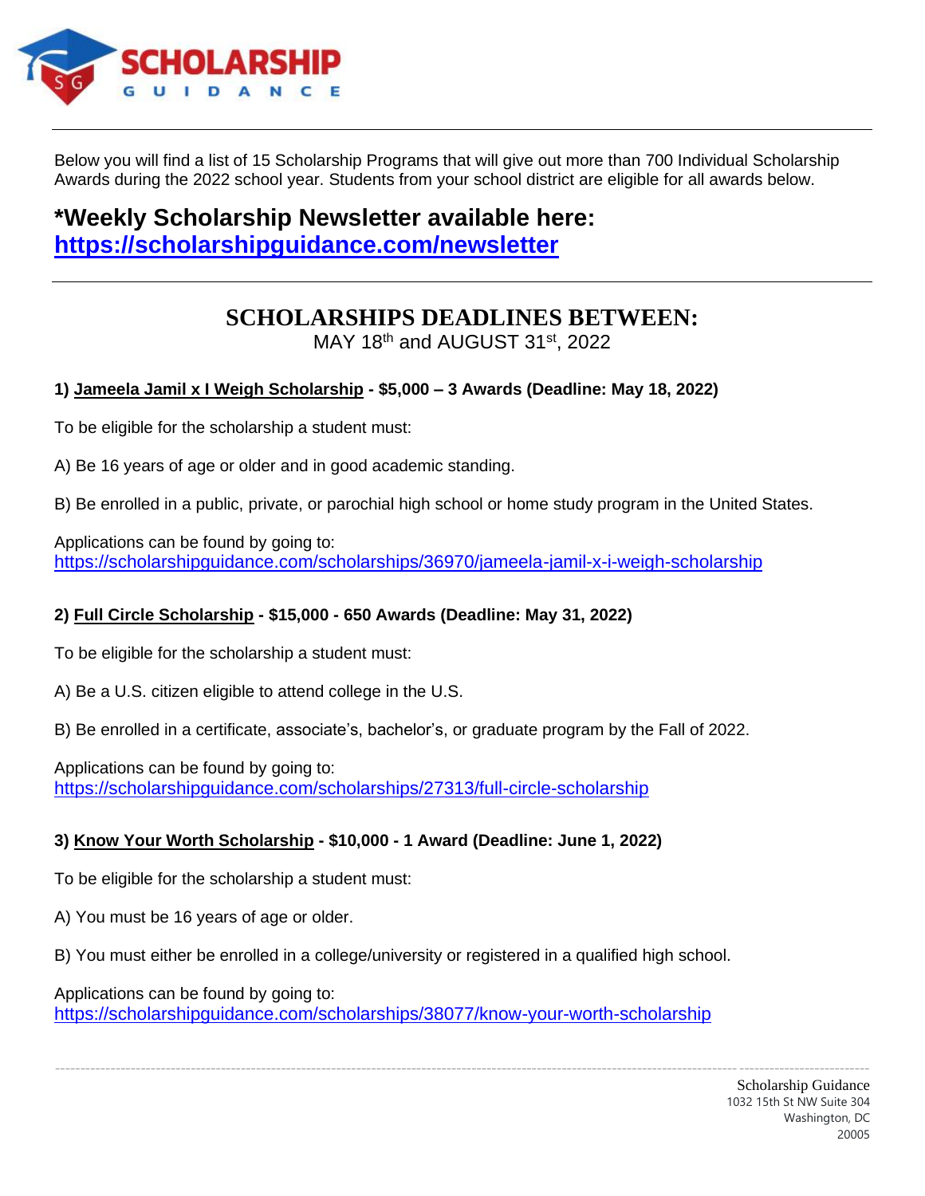Below you will find a list of 15 Scholarship Programs that will give out more than 700 Individual Scholarship Awards during the 2022 school year. Students from your school district are eligible for all awards below.

## *Weekly Scholarship Newsletter available here: https://scholarshipguidance.com/newsletter

## SCHOLARSHIPS DEADLINES BETWEEN:

MAY 18th and AUGUST 31st, 2022

**1) Jameela Jamil x I Weigh Scholarship - $5,000 – 3 Awards (Deadline: May 18, 2022)**

To be eligible for the scholarship a student must:

A) Be 16 years of age or older and in good academic standing.

B) Be enrolled in a public, private, or parochial high school or home study program in the United States.

Applications can be found by going to:
https://scholarshipguidance.com/scholarships/36970/jameela-jamil-x-i-weigh-scholarship

**2) Full Circle Scholarship - $15,000 - 650 Awards (Deadline: May 31, 2022)**

To be eligible for the scholarship a student must:

A) Be a U.S. citizen eligible to attend college in the U.S.

B) Be enrolled in a certificate, associate's, bachelor's, or graduate program by the Fall of 2022.

Applications can be found by going to:
https://scholarshipguidance.com/scholarships/27313/full-circle-scholarship

**3) Know Your Worth Scholarship - $10,000 - 1 Award (Deadline: June 1, 2022)**

To be eligible for the scholarship a student must:

A) You must be 16 years of age or older.

B) You must either be enrolled in a college/university or registered in a qualified high school.

Applications can be found by going to:
https://scholarshipguidance.com/scholarships/38077/know-your-worth-scholarship

Scholarship Guidance
1032 15th St NW Suite 304
Washington, DC
20005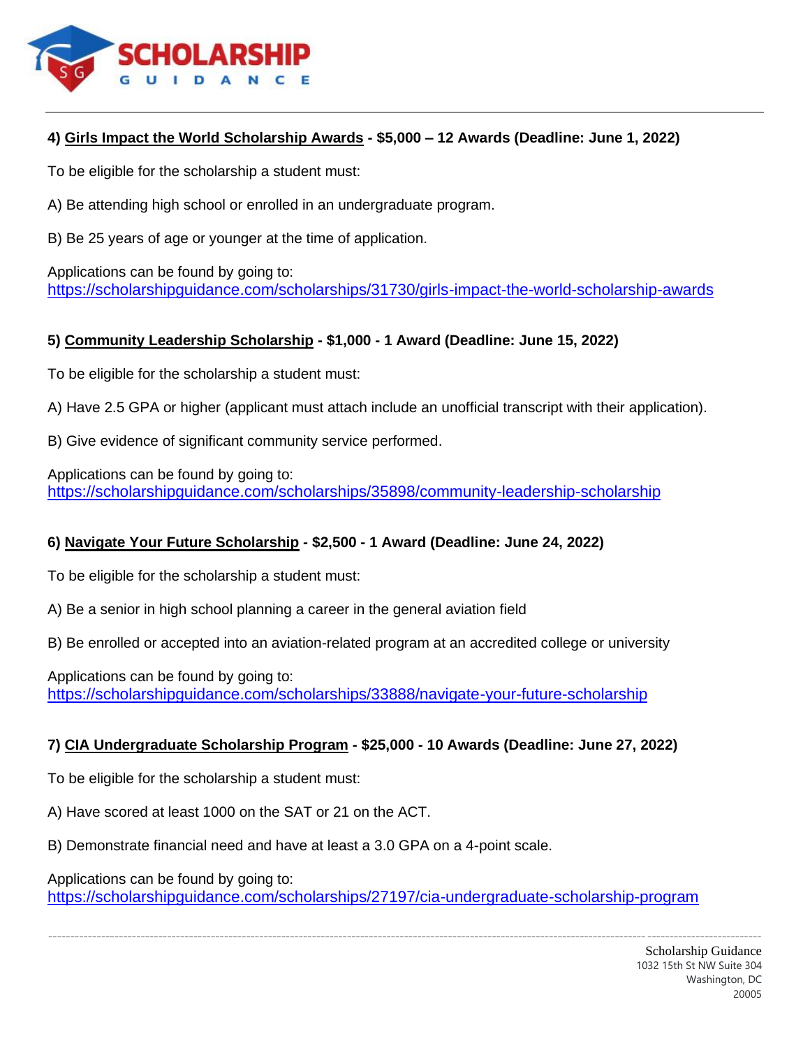**4) Girls Impact the World Scholarship Awards - $5,000 – 12 Awards (Deadline: June 1, 2022)**

To be eligible for the scholarship a student must:

A) Be attending high school or enrolled in an undergraduate program.

B) Be 25 years of age or younger at the time of application.

Applications can be found by going to:
https://scholarshipguidance.com/scholarships/31730/girls-impact-the-world-scholarship-awards

**5) Community Leadership Scholarship - $1,000 - 1 Award (Deadline: June 15, 2022)**

To be eligible for the scholarship a student must:

A) Have 2.5 GPA or higher (applicant must attach include an unofficial transcript with their application).

B) Give evidence of significant community service performed.

Applications can be found by going to:
https://scholarshipguidance.com/scholarships/35898/community-leadership-scholarship

**6) Navigate Your Future Scholarship - $2,500 - 1 Award (Deadline: June 24, 2022)**

To be eligible for the scholarship a student must:

A) Be a senior in high school planning a career in the general aviation field

B) Be enrolled or accepted into an aviation-related program at an accredited college or university

Applications can be found by going to:
https://scholarshipguidance.com/scholarships/33888/navigate-your-future-scholarship

**7) CIA Undergraduate Scholarship Program - $25,000 - 10 Awards (Deadline: June 27, 2022)**

To be eligible for the scholarship a student must:

A) Have scored at least 1000 on the SAT or 21 on the ACT.

B) Demonstrate financial need and have at least a 3.0 GPA on a 4-point scale.

Applications can be found by going to:
https://scholarshipguidance.com/scholarships/27197/cia-undergraduate-scholarship-program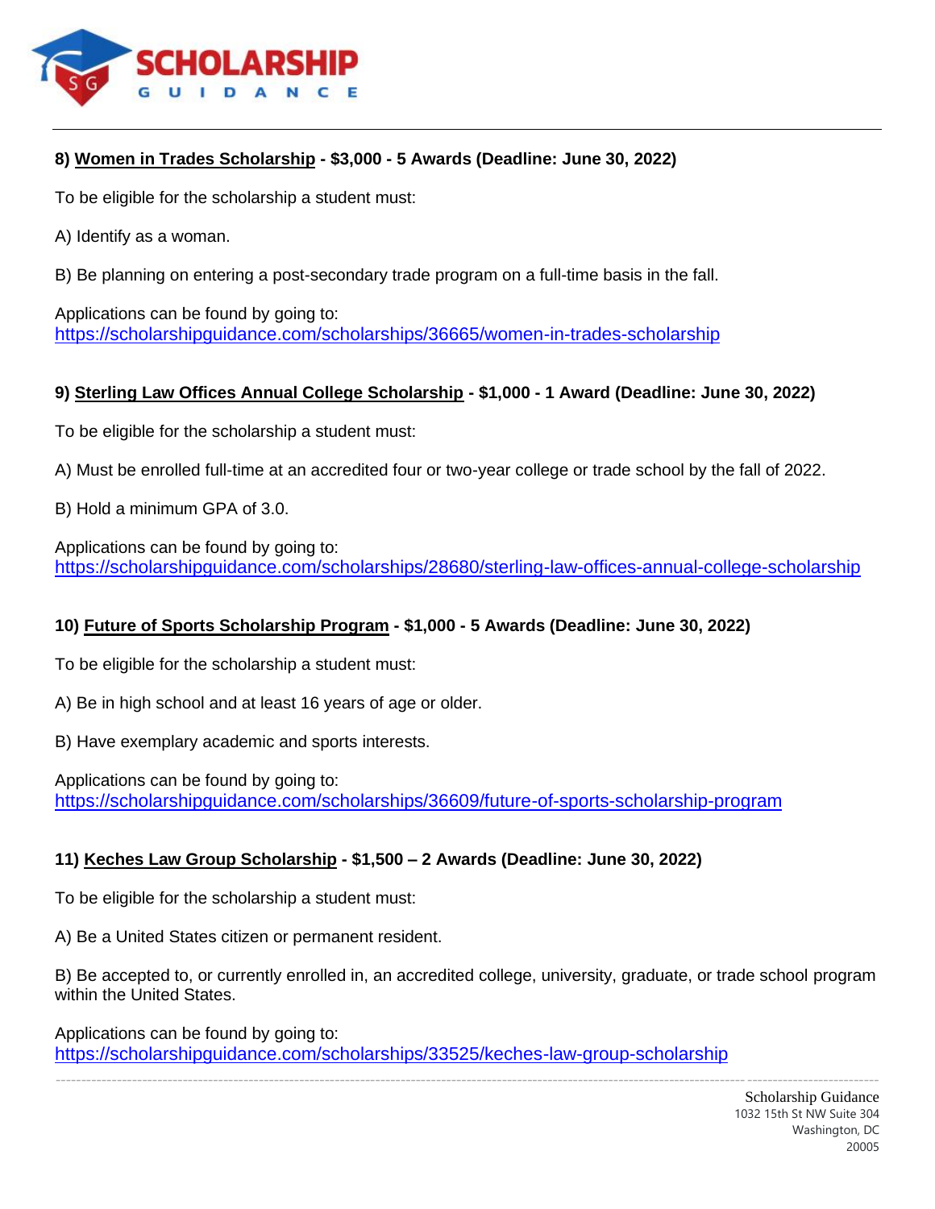**8) Women in Trades Scholarship - $3,000 - 5 Awards (Deadline: June 30, 2022)**

To be eligible for the scholarship a student must:

A) Identify as a woman.

B) Be planning on entering a post-secondary trade program on a full-time basis in the fall.

Applications can be found by going to:
https://scholarshipguidance.com/scholarships/36665/women-in-trades-scholarship

**9) Sterling Law Offices Annual College Scholarship - $1,000 - 1 Award (Deadline: June 30, 2022)**

To be eligible for the scholarship a student must:

A) Must be enrolled full-time at an accredited four or two-year college or trade school by the fall of 2022.

B) Hold a minimum GPA of 3.0.

Applications can be found by going to:
https://scholarshipguidance.com/scholarships/28680/sterling-law-offices-annual-college-scholarship

**10) Future of Sports Scholarship Program - $1,000 - 5 Awards (Deadline: June 30, 2022)**

To be eligible for the scholarship a student must:

A) Be in high school and at least 16 years of age or older.

B) Have exemplary academic and sports interests.

Applications can be found by going to:
https://scholarshipguidance.com/scholarships/36609/future-of-sports-scholarship-program

**11) Keches Law Group Scholarship - $1,500 – 2 Awards (Deadline: June 30, 2022)**

To be eligible for the scholarship a student must:

A) Be a United States citizen or permanent resident.

B) Be accepted to, or currently enrolled in, an accredited college, university, graduate, or trade school program within the United States.

Applications can be found by going to:
https://scholarshipguidance.com/scholarships/33525/keches-law-group-scholarship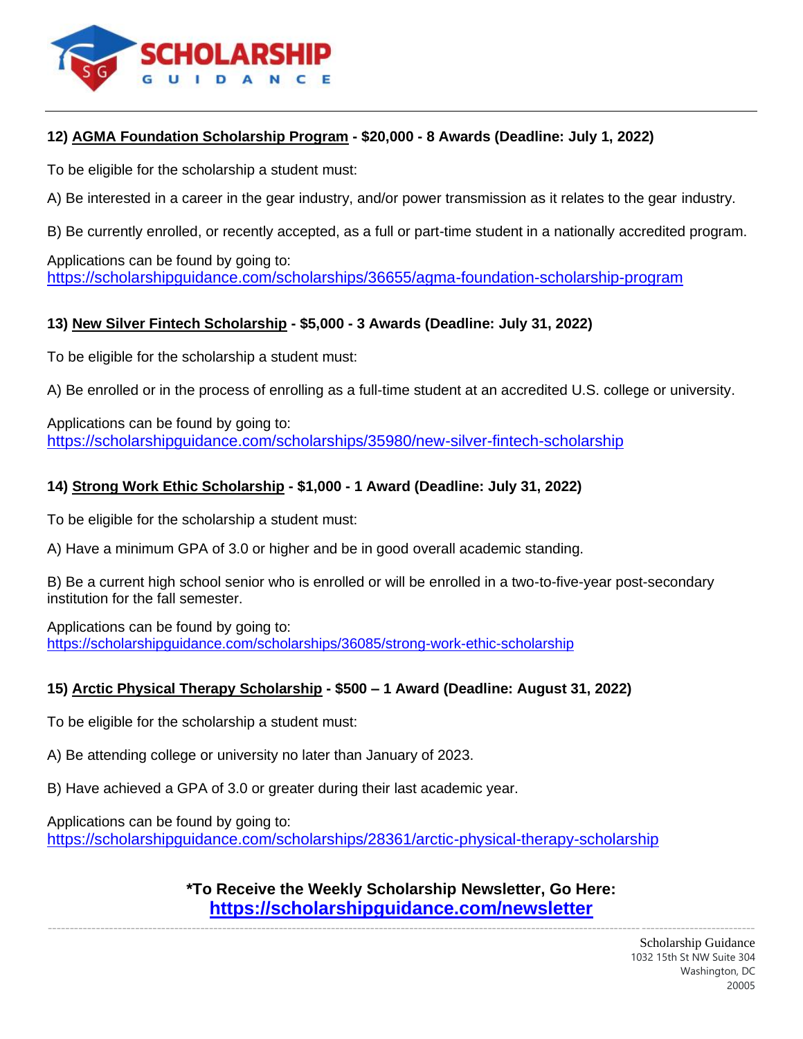**12) AGMA Foundation Scholarship Program - $20,000 - 8 Awards (Deadline: July 1, 2022)**

To be eligible for the scholarship a student must:

A) Be interested in a career in the gear industry, and/or power transmission as it relates to the gear industry.

B) Be currently enrolled, or recently accepted, as a full or part-time student in a nationally accredited program.

Applications can be found by going to:
https://scholarshipguidance.com/scholarships/36655/agma-foundation-scholarship-program

**13) New Silver Fintech Scholarship - $5,000 - 3 Awards (Deadline: July 31, 2022)**

To be eligible for the scholarship a student must:

A) Be enrolled or in the process of enrolling as a full-time student at an accredited U.S. college or university.

Applications can be found by going to:
https://scholarshipguidance.com/scholarships/35980/new-silver-fintech-scholarship

**14) Strong Work Ethic Scholarship - $1,000 - 1 Award (Deadline: July 31, 2022)**

To be eligible for the scholarship a student must:

A) Have a minimum GPA of 3.0 or higher and be in good overall academic standing.

B) Be a current high school senior who is enrolled or will be enrolled in a two-to-five-year post-secondary institution for the fall semester.

Applications can be found by going to:
https://scholarshipguidance.com/scholarships/36085/strong-work-ethic-scholarship

**15) Arctic Physical Therapy Scholarship - $500 – 1 Award (Deadline: August 31, 2022)**

To be eligible for the scholarship a student must:

A) Be attending college or university no later than January of 2023.

B) Have achieved a GPA of 3.0 or greater during their last academic year.

Applications can be found by going to:
https://scholarshipguidance.com/scholarships/28361/arctic-physical-therapy-scholarship

**\*To Receive the Weekly Scholarship Newsletter, Go Here:**
**https://scholarshipguidance.com/newsletter**

Scholarship Guidance
1032 15th St NW Suite 304
Washington, DC
20005